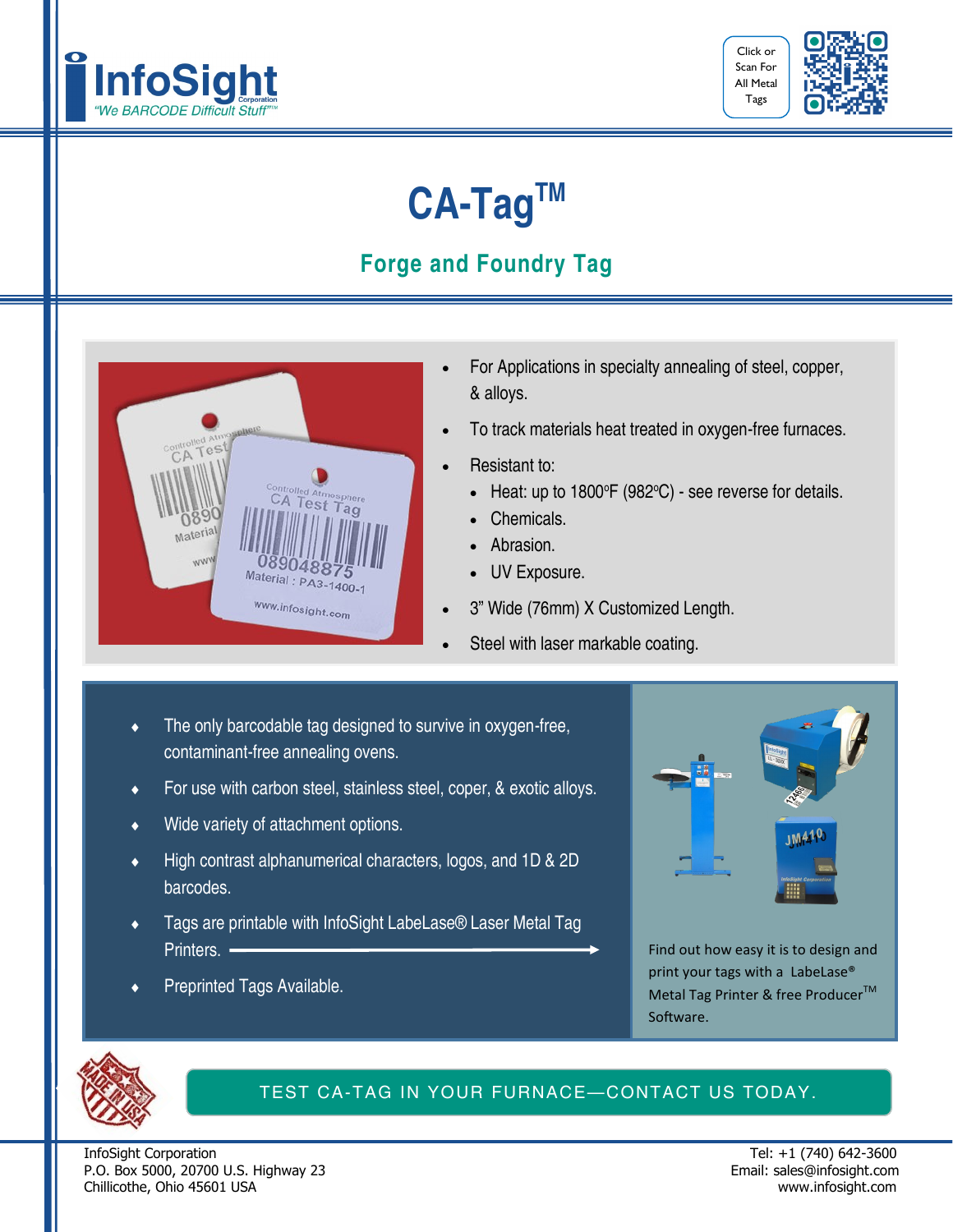InfoSight Corporation
"We BARCODE Difficult Stuff"™

Click or Scan For All Metal Tags

# CA-Tag™

## Forge and Foundry Tag

- For Applications in specialty annealing of steel, copper, & alloys.
- To track materials heat treated in oxygen-free furnaces.
- Resistant to:
  - Heat: up to 1800°F (982°C) - see reverse for details.
  - Chemicals.
  - Abrasion.
  - UV Exposure.
- 3" Wide (76mm) X Customized Length.
- Steel with laser markable coating.

---

- The only barcodable tag designed to survive in oxygen-free, contaminant-free annealing ovens.
- For use with carbon steel, stainless steel, coper, & exotic alloys.
- Wide variety of attachment options.
- High contrast alphanumerical characters, logos, and 1D & 2D barcodes.
- Tags are printable with InfoSight LabeLase® Laser Metal Tag Printers.
- Preprinted Tags Available.

Find out how easy it is to design and print your tags with a LabeLase® Metal Tag Printer & free Producer™ Software.

**TEST CA-TAG IN YOUR FURNACE—CONTACT US TODAY.**

InfoSight Corporation
P.O. Box 5000, 20700 U.S. Highway 23
Chillicothe, Ohio 45601 USA

Tel: +1 (740) 642-3600
Email: sales@infosight.com
www.infosight.com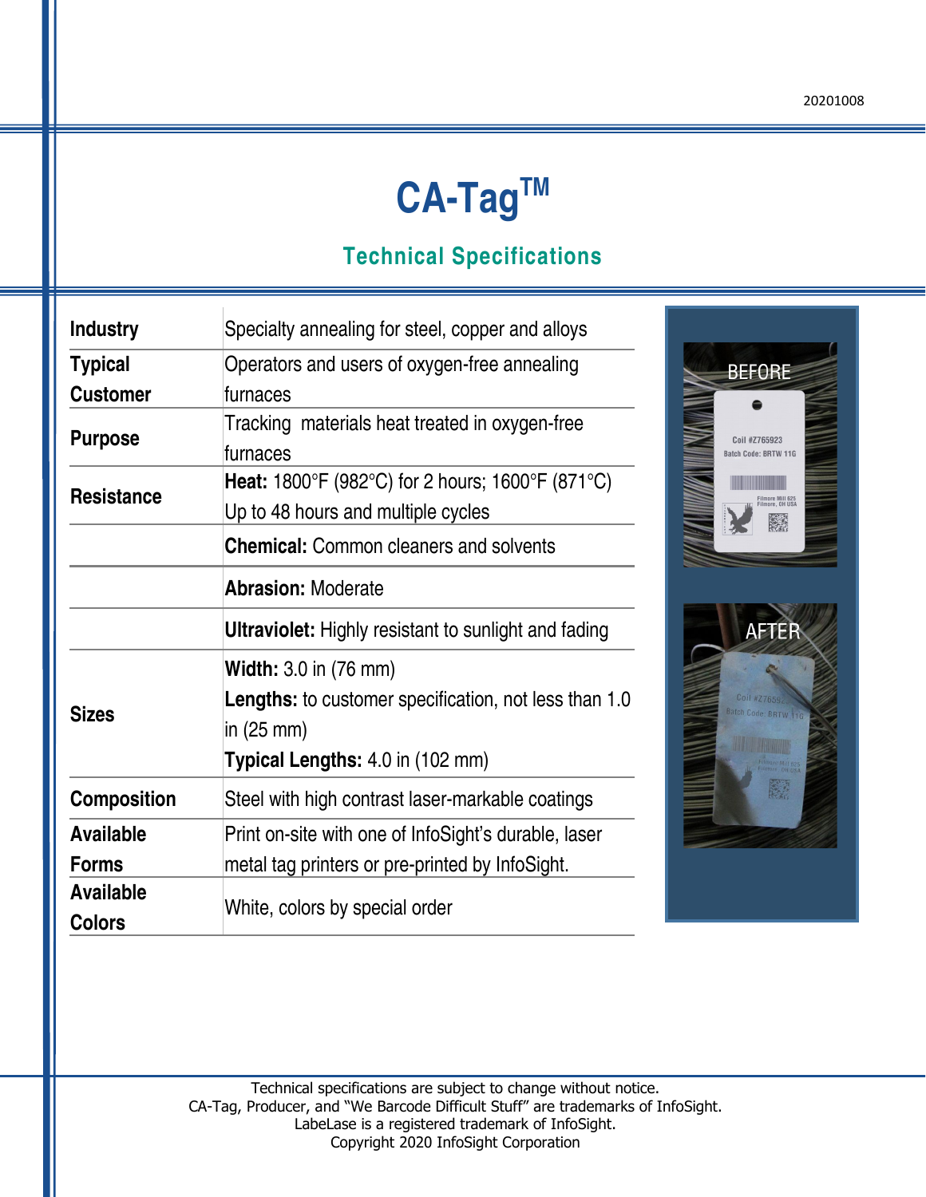20201008

# CA-Tag™

## Technical Specifications

| | |
|---|---|
| **Industry** | Specialty annealing for steel, copper and alloys |
| **Typical Customer** | Operators and users of oxygen-free annealing furnaces |
| **Purpose** | Tracking materials heat treated in oxygen-free furnaces |
| **Resistance** | **Heat:** 1800°F (982°C) for 2 hours; 1600°F (871°C) Up to 48 hours and multiple cycles |
| | **Chemical:** Common cleaners and solvents |
| | **Abrasion:** Moderate |
| | **Ultraviolet:** Highly resistant to sunlight and fading |
| **Sizes** | **Width:** 3.0 in (76 mm)<br>**Lengths:** to customer specification, not less than 1.0 in (25 mm)<br>**Typical Lengths:** 4.0 in (102 mm) |
| **Composition** | Steel with high contrast laser-markable coatings |
| **Available Forms** | Print on-site with one of InfoSight's durable, laser metal tag printers or pre-printed by InfoSight. |
| **Available Colors** | White, colors by special order |

BEFORE

AFTER

Technical specifications are subject to change without notice.
CA-Tag, Producer, and "We Barcode Difficult Stuff" are trademarks of InfoSight.
LabeLase is a registered trademark of InfoSight.
Copyright 2020 InfoSight Corporation